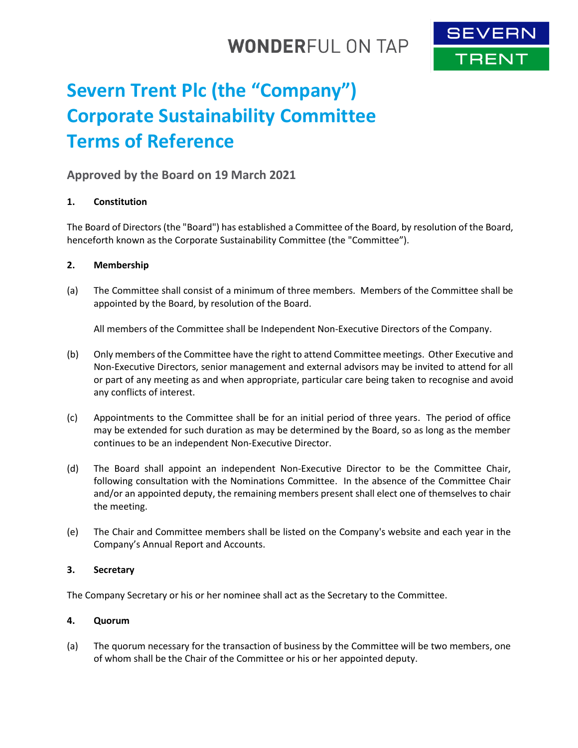WONDERFUL ON TAP

SEVERN TRENT

# Severn Trent Plc (the "Company") Corporate Sustainability Committee Terms of Reference

## Approved by the Board on 19 March 2021

**1. Constitution**

The Board of Directors (the "Board") has established a Committee of the Board, by resolution of the Board, henceforth known as the Corporate Sustainability Committee (the "Committee").

**2. Membership**

(a) The Committee shall consist of a minimum of three members. Members of the Committee shall be appointed by the Board, by resolution of the Board.

All members of the Committee shall be Independent Non-Executive Directors of the Company.

(b) Only members of the Committee have the right to attend Committee meetings. Other Executive and Non-Executive Directors, senior management and external advisors may be invited to attend for all or part of any meeting as and when appropriate, particular care being taken to recognise and avoid any conflicts of interest.

(c) Appointments to the Committee shall be for an initial period of three years. The period of office may be extended for such duration as may be determined by the Board, so as long as the member continues to be an independent Non-Executive Director.

(d) The Board shall appoint an independent Non-Executive Director to be the Committee Chair, following consultation with the Nominations Committee. In the absence of the Committee Chair and/or an appointed deputy, the remaining members present shall elect one of themselves to chair the meeting.

(e) The Chair and Committee members shall be listed on the Company's website and each year in the Company's Annual Report and Accounts.

**3. Secretary**

The Company Secretary or his or her nominee shall act as the Secretary to the Committee.

**4. Quorum**

(a) The quorum necessary for the transaction of business by the Committee will be two members, one of whom shall be the Chair of the Committee or his or her appointed deputy.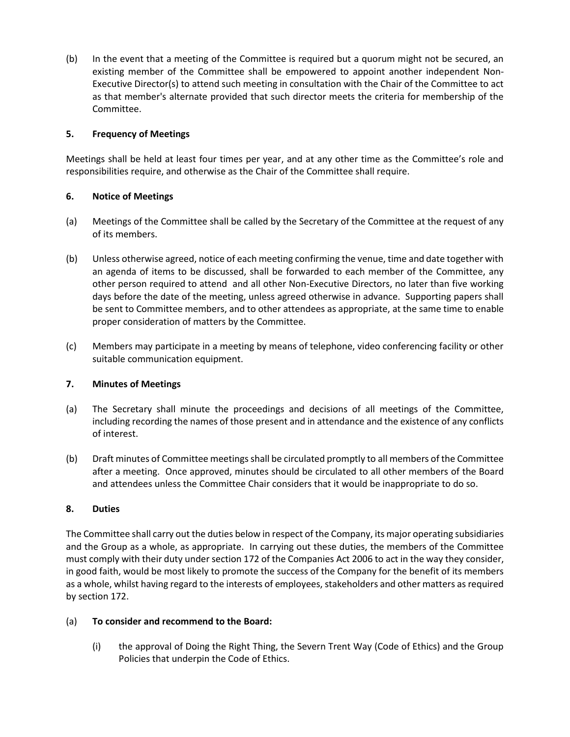(b) In the event that a meeting of the Committee is required but a quorum might not be secured, an existing member of the Committee shall be empowered to appoint another independent Non-Executive Director(s) to attend such meeting in consultation with the Chair of the Committee to act as that member's alternate provided that such director meets the criteria for membership of the Committee.

### 5. Frequency of Meetings

Meetings shall be held at least four times per year, and at any other time as the Committee's role and responsibilities require, and otherwise as the Chair of the Committee shall require.

### 6. Notice of Meetings

(a) Meetings of the Committee shall be called by the Secretary of the Committee at the request of any of its members.

(b) Unless otherwise agreed, notice of each meeting confirming the venue, time and date together with an agenda of items to be discussed, shall be forwarded to each member of the Committee, any other person required to attend and all other Non-Executive Directors, no later than five working days before the date of the meeting, unless agreed otherwise in advance. Supporting papers shall be sent to Committee members, and to other attendees as appropriate, at the same time to enable proper consideration of matters by the Committee.

(c) Members may participate in a meeting by means of telephone, video conferencing facility or other suitable communication equipment.

### 7. Minutes of Meetings

(a) The Secretary shall minute the proceedings and decisions of all meetings of the Committee, including recording the names of those present and in attendance and the existence of any conflicts of interest.

(b) Draft minutes of Committee meetings shall be circulated promptly to all members of the Committee after a meeting. Once approved, minutes should be circulated to all other members of the Board and attendees unless the Committee Chair considers that it would be inappropriate to do so.

### 8. Duties

The Committee shall carry out the duties below in respect of the Company, its major operating subsidiaries and the Group as a whole, as appropriate. In carrying out these duties, the members of the Committee must comply with their duty under section 172 of the Companies Act 2006 to act in the way they consider, in good faith, would be most likely to promote the success of the Company for the benefit of its members as a whole, whilst having regard to the interests of employees, stakeholders and other matters as required by section 172.

(a) **To consider and recommend to the Board:**

  (i) the approval of Doing the Right Thing, the Severn Trent Way (Code of Ethics) and the Group Policies that underpin the Code of Ethics.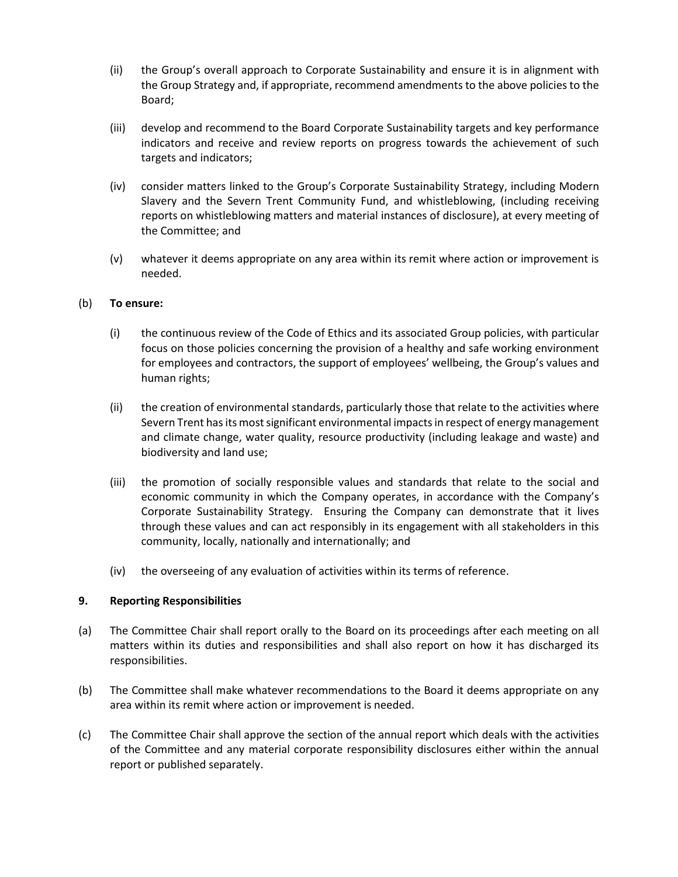(ii) the Group's overall approach to Corporate Sustainability and ensure it is in alignment with the Group Strategy and, if appropriate, recommend amendments to the above policies to the Board;

(iii) develop and recommend to the Board Corporate Sustainability targets and key performance indicators and receive and review reports on progress towards the achievement of such targets and indicators;

(iv) consider matters linked to the Group's Corporate Sustainability Strategy, including Modern Slavery and the Severn Trent Community Fund, and whistleblowing, (including receiving reports on whistleblowing matters and material instances of disclosure), at every meeting of the Committee; and

(v) whatever it deems appropriate on any area within its remit where action or improvement is needed.

(b) **To ensure:**

(i) the continuous review of the Code of Ethics and its associated Group policies, with particular focus on those policies concerning the provision of a healthy and safe working environment for employees and contractors, the support of employees' wellbeing, the Group's values and human rights;

(ii) the creation of environmental standards, particularly those that relate to the activities where Severn Trent has its most significant environmental impacts in respect of energy management and climate change, water quality, resource productivity (including leakage and waste) and biodiversity and land use;

(iii) the promotion of socially responsible values and standards that relate to the social and economic community in which the Company operates, in accordance with the Company's Corporate Sustainability Strategy. Ensuring the Company can demonstrate that it lives through these values and can act responsibly in its engagement with all stakeholders in this community, locally, nationally and internationally; and

(iv) the overseeing of any evaluation of activities within its terms of reference.

## 9. Reporting Responsibilities

(a) The Committee Chair shall report orally to the Board on its proceedings after each meeting on all matters within its duties and responsibilities and shall also report on how it has discharged its responsibilities.

(b) The Committee shall make whatever recommendations to the Board it deems appropriate on any area within its remit where action or improvement is needed.

(c) The Committee Chair shall approve the section of the annual report which deals with the activities of the Committee and any material corporate responsibility disclosures either within the annual report or published separately.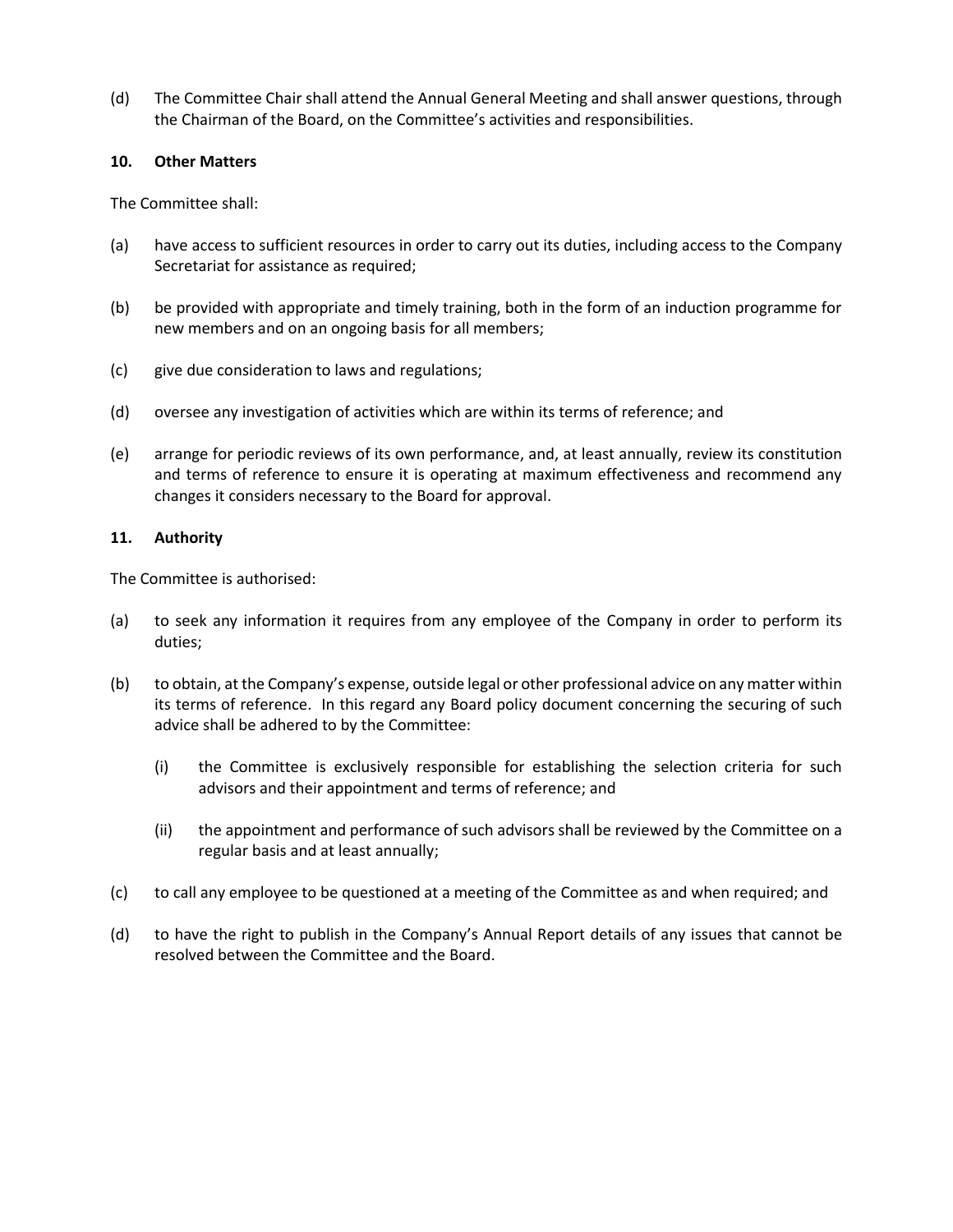(d) The Committee Chair shall attend the Annual General Meeting and shall answer questions, through the Chairman of the Board, on the Committee's activities and responsibilities.

### 10. Other Matters

The Committee shall:

(a) have access to sufficient resources in order to carry out its duties, including access to the Company Secretariat for assistance as required;

(b) be provided with appropriate and timely training, both in the form of an induction programme for new members and on an ongoing basis for all members;

(c) give due consideration to laws and regulations;

(d) oversee any investigation of activities which are within its terms of reference; and

(e) arrange for periodic reviews of its own performance, and, at least annually, review its constitution and terms of reference to ensure it is operating at maximum effectiveness and recommend any changes it considers necessary to the Board for approval.

### 11. Authority

The Committee is authorised:

(a) to seek any information it requires from any employee of the Company in order to perform its duties;

(b) to obtain, at the Company's expense, outside legal or other professional advice on any matter within its terms of reference. In this regard any Board policy document concerning the securing of such advice shall be adhered to by the Committee:

   (i) the Committee is exclusively responsible for establishing the selection criteria for such advisors and their appointment and terms of reference; and

   (ii) the appointment and performance of such advisors shall be reviewed by the Committee on a regular basis and at least annually;

(c) to call any employee to be questioned at a meeting of the Committee as and when required; and

(d) to have the right to publish in the Company's Annual Report details of any issues that cannot be resolved between the Committee and the Board.